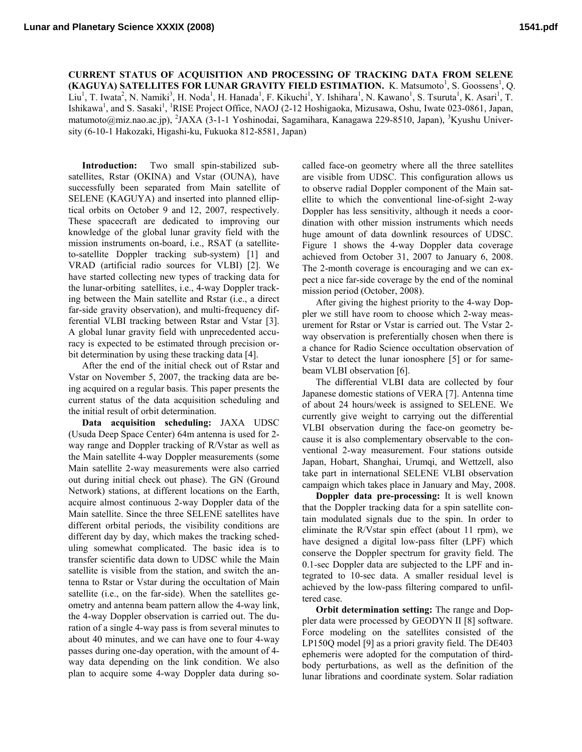**CURRENT STATUS OF ACQUISITION AND PROCESSING OF TRACKING DATA FROM SELENE (KAGUYA) SATELLITES FOR LUNAR GRAVITY FIELD ESTIMATION.** K. Matsumoto[1], S. Goossens[1], Q. Liu[1], T. Iwata[2], N. Namiki[3], H. Noda[1], H. Hanada[1], F. Kikuchi[1], Y. Ishihara[1], N. Kawano[1], S. Tsuruta[1], K. Asari[1], T. Ishikawa[1], and S. Sasaki[1], [1]RISE Project Office, NAOJ (2-12 Hoshigaoka, Mizusawa, Oshu, Iwate 023-0861, Japan, matumoto@miz.nao.ac.jp), [2]JAXA (3-1-1 Yoshinodai, Sagamihara, Kanagawa 229-8510, Japan), [3]Kyushu University (6-10-1 Hakozaki, Higashi-ku, Fukuoka 812-8581, Japan)

**Introduction:** Two small spin-stabilized subsatellites, Rstar (OKINA) and Vstar (OUNA), have successfully been separated from Main satellite of SELENE (KAGUYA) and inserted into planned elliptical orbits on October 9 and 12, 2007, respectively. These spacecraft are dedicated to improving our knowledge of the global lunar gravity field with the mission instruments on-board, i.e., RSAT (a satellite-to-satellite Doppler tracking sub-system) [1] and VRAD (artificial radio sources for VLBI) [2]. We have started collecting new types of tracking data for the lunar-orbiting satellites, i.e., 4-way Doppler tracking between the Main satellite and Rstar (i.e., a direct far-side gravity observation), and multi-frequency differential VLBI tracking between Rstar and Vstar [3]. A global lunar gravity field with unprecedented accuracy is expected to be estimated through precision orbit determination by using these tracking data [4].

After the end of the initial check out of Rstar and Vstar on November 5, 2007, the tracking data are being acquired on a regular basis. This paper presents the current status of the data acquisition scheduling and the initial result of orbit determination.

**Data acquisition scheduling:** JAXA UDSC (Usuda Deep Space Center) 64m antenna is used for 2-way range and Doppler tracking of R/Vstar as well as the Main satellite 4-way Doppler measurements (some Main satellite 2-way measurements were also carried out during initial check out phase). The GN (Ground Network) stations, at different locations on the Earth, acquire almost continuous 2-way Doppler data of the Main satellite. Since the three SELENE satellites have different orbital periods, the visibility conditions are different day by day, which makes the tracking scheduling somewhat complicated. The basic idea is to transfer scientific data down to UDSC while the Main satellite is visible from the station, and switch the antenna to Rstar or Vstar during the occultation of Main satellite (i.e., on the far-side). When the satellites geometry and antenna beam pattern allow the 4-way link, the 4-way Doppler observation is carried out. The duration of a single 4-way pass is from several minutes to about 40 minutes, and we can have one to four 4-way passes during one-day operation, with the amount of 4-way data depending on the link condition. We also plan to acquire some 4-way Doppler data during so-called face-on geometry where all the three satellites are visible from UDSC. This configuration allows us to observe radial Doppler component of the Main satellite to which the conventional line-of-sight 2-way Doppler has less sensitivity, although it needs a coordination with other mission instruments which needs huge amount of data downlink resources of UDSC. Figure 1 shows the 4-way Doppler data coverage achieved from October 31, 2007 to January 6, 2008. The 2-month coverage is encouraging and we can expect a nice far-side coverage by the end of the nominal mission period (October, 2008).

After giving the highest priority to the 4-way Doppler we still have room to choose which 2-way measurement for Rstar or Vstar is carried out. The Vstar 2-way observation is preferentially chosen when there is a chance for Radio Science occultation observation of Vstar to detect the lunar ionosphere [5] or for same-beam VLBI observation [6].

The differential VLBI data are collected by four Japanese domestic stations of VERA [7]. Antenna time of about 24 hours/week is assigned to SELENE. We currently give weight to carrying out the differential VLBI observation during the face-on geometry because it is also complementary observable to the conventional 2-way measurement. Four stations outside Japan, Hobart, Shanghai, Urumqi, and Wettzell, also take part in international SELENE VLBI observation campaign which takes place in January and May, 2008.

**Doppler data pre-processing:** It is well known that the Doppler tracking data for a spin satellite contain modulated signals due to the spin. In order to eliminate the R/Vstar spin effect (about 11 rpm), we have designed a digital low-pass filter (LPF) which conserve the Doppler spectrum for gravity field. The 0.1-sec Doppler data are subjected to the LPF and integrated to 10-sec data. A smaller residual level is achieved by the low-pass filtering compared to unfiltered case.

**Orbit determination setting:** The range and Doppler data were processed by GEODYN II [8] software. Force modeling on the satellites consisted of the LP150Q model [9] as a priori gravity field. The DE403 ephemeris were adopted for the computation of third-body perturbations, as well as the definition of the lunar librations and coordinate system. Solar radiation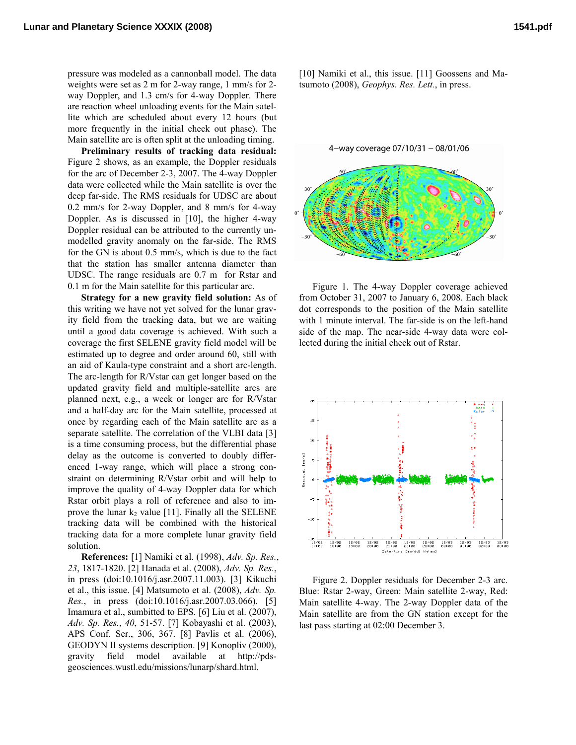pressure was modeled as a cannonball model. The data weights were set as 2 m for 2-way range, 1 mm/s for 2-way Doppler, and 1.3 cm/s for 4-way Doppler. There are reaction wheel unloading events for the Main satellite which are scheduled about every 12 hours (but more frequently in the initial check out phase). The Main satellite arc is often split at the unloading timing.

**Preliminary results of tracking data residual:** Figure 2 shows, as an example, the Doppler residuals for the arc of December 2-3, 2007. The 4-way Doppler data were collected while the Main satellite is over the deep far-side. The RMS residuals for UDSC are about 0.2 mm/s for 2-way Doppler, and 8 mm/s for 4-way Doppler. As is discussed in [10], the higher 4-way Doppler residual can be attributed to the currently unmodelled gravity anomaly on the far-side. The RMS for the GN is about 0.5 mm/s, which is due to the fact that the station has smaller antenna diameter than UDSC. The range residuals are 0.7 m for Rstar and 0.1 m for the Main satellite for this particular arc.

**Strategy for a new gravity field solution:** As of this writing we have not yet solved for the lunar gravity field from the tracking data, but we are waiting until a good data coverage is achieved. With such a coverage the first SELENE gravity field model will be estimated up to degree and order around 60, still with an aid of Kaula-type constraint and a short arc-length. The arc-length for R/Vstar can get longer based on the updated gravity field and multiple-satellite arcs are planned next, e.g., a week or longer arc for R/Vstar and a half-day arc for the Main satellite, processed at once by regarding each of the Main satellite arc as a separate satellite. The correlation of the VLBI data [3] is a time consuming process, but the differential phase delay as the outcome is converted to doubly differenced 1-way range, which will place a strong constraint on determining R/Vstar orbit and will help to improve the quality of 4-way Doppler data for which Rstar orbit plays a roll of reference and also to improve the lunar $k_2$ value [11]. Finally all the SELENE tracking data will be combined with the historical tracking data for a more complete lunar gravity field solution.

**References:** [1] Namiki et al. (1998), *Adv. Sp. Res.*, *23*, 1817-1820. [2] Hanada et al. (2008), *Adv. Sp. Res.*, in press (doi:10.1016/j.asr.2007.11.003). [3] Kikuchi et al., this issue. [4] Matsumoto et al. (2008), *Adv. Sp. Res.*, in press (doi:10.1016/j.asr.2007.03.066). [5] Imamura et al., sumbitted to EPS. [6] Liu et al. (2007), *Adv. Sp. Res.*, *40*, 51-57. [7] Kobayashi et al. (2003), APS Conf. Ser., 306, 367. [8] Pavlis et al. (2006), GEODYN II systems description. [9] Konopliv (2000), gravity field model available at http://pds-geosciences.wustl.edu/missions/lunarp/shard.html. [10] Namiki et al., this issue. [11] Goossens and Matsumoto (2008), *Geophys. Res. Lett.*, in press.

4–way coverage 07/10/31 – 08/01/06

Figure 1. The 4-way Doppler coverage achieved from October 31, 2007 to January 6, 2008. Each black dot corresponds to the position of the Main satellite with 1 minute interval. The far-side is on the left-hand side of the map. The near-side 4-way data were collected during the initial check out of Rstar.

Figure 2. Doppler residuals for December 2-3 arc. Blue: Rstar 2-way, Green: Main satellite 2-way, Red: Main satellite 4-way. The 2-way Doppler data of the Main satellite are from the GN station except for the last pass starting at 02:00 December 3.